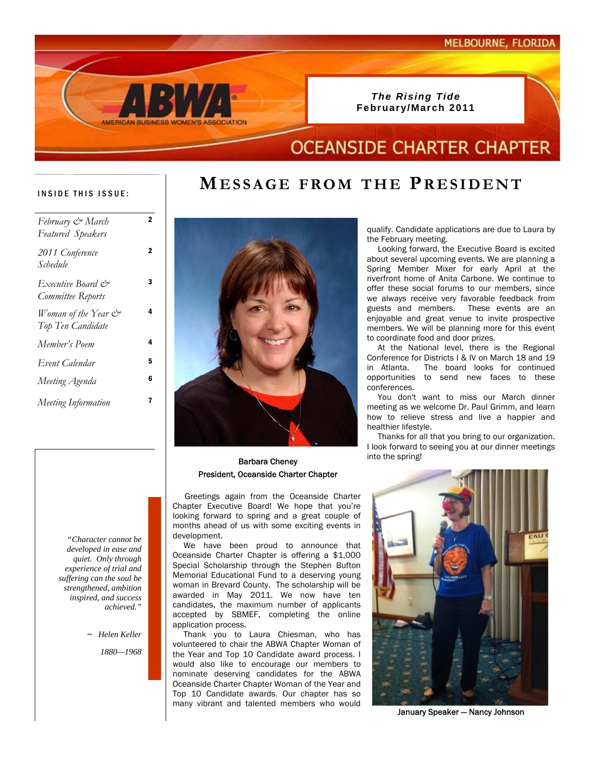MELBOURNE, FLORIDA

ABWA
AMERICAN BUSINESS WOMEN'S ASSOCIATION

***The Rising Tide***
**February/March 2011**

# OCEANSIDE CHARTER CHAPTER

**INSIDE THIS ISSUE:**

| | |
|---|---|
| *February & March Featured Speakers* | 2 |
| *2011 Conference Schedule* | 2 |
| *Executive Board & Committee Reports* | 3 |
| *Woman of the Year & Top Ten Candidate* | 4 |
| *Member's Poem* | 4 |
| *Event Calendar* | 5 |
| *Meeting Agenda* | 6 |
| *Meeting Information* | 7 |

*"Character cannot be developed in ease and quiet. Only through experience of trial and suffering can the soul be strengthened, ambition inspired, and success achieved."*

*~ Helen Keller*

*1880—1968*

## MESSAGE FROM THE PRESIDENT

**Barbara Cheney**
**President, Oceanside Charter Chapter**

Greetings again from the Oceanside Charter Chapter Executive Board! We hope that you're looking forward to spring and a great couple of months ahead of us with some exciting events in development.

We have been proud to announce that Oceanside Charter Chapter is offering a $1,000 Special Scholarship through the Stephen Bufton Memorial Educational Fund to a deserving young woman in Brevard County. The scholarship will be awarded in May 2011. We now have ten candidates, the maximum number of applicants accepted by SBMEF, completing the online application process.

Thank you to Laura Chiesman, who has volunteered to chair the ABWA Chapter Woman of the Year and Top 10 Candidate award process. I would also like to encourage our members to nominate deserving candidates for the ABWA Oceanside Charter Chapter Woman of the Year and Top 10 Candidate awards. Our chapter has so many vibrant and talented members who would qualify. Candidate applications are due to Laura by the February meeting.

Looking forward, the Executive Board is excited about several upcoming events. We are planning a Spring Member Mixer for early April at the riverfront home of Anita Carbone. We continue to offer these social forums to our members, since we always receive very favorable feedback from guests and members. These events are an enjoyable and great venue to invite prospective members. We will be planning more for this event to coordinate food and door prizes.

At the National level, there is the Regional Conference for Districts I & IV on March 18 and 19 in Atlanta. The board looks for continued opportunities to send new faces to these conferences.

You don't want to miss our March dinner meeting as we welcome Dr. Paul Grimm, and learn how to relieve stress and live a happier and healthier lifestyle.

Thanks for all that you bring to our organization. I look forward to seeing you at our dinner meetings into the spring!

**January Speaker — Nancy Johnson**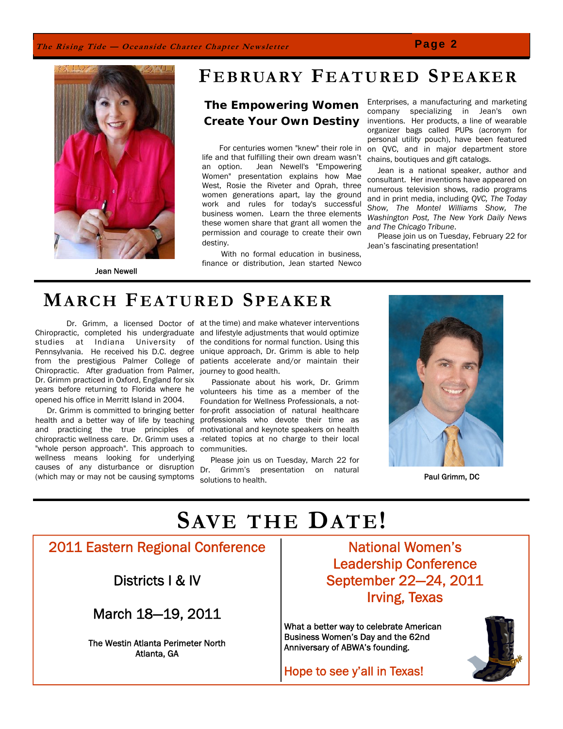# February Featured Speaker

Jean Newell

### The Empowering Women Create Your Own Destiny

For centuries women "knew" their role in life and that fulfilling their own dream wasn't an option. Jean Newell's "Empowering Women" presentation explains how Mae West, Rosie the Riveter and Oprah, three women generations apart, lay the ground work and rules for today's successful business women. Learn the three elements these women share that grant all women the permission and courage to create their own destiny.

With no formal education in business, finance or distribution, Jean started Newco Enterprises, a manufacturing and marketing company specializing in Jean's own inventions. Her products, a line of wearable organizer bags called PUPs (acronym for personal utility pouch), have been featured on QVC, and in major department store chains, boutiques and gift catalogs.

Jean is a national speaker, author and consultant. Her inventions have appeared on numerous television shows, radio programs and in print media, including *QVC, The Today Show, The Montel Williams Show, The Washington Post, The New York Daily News and The Chicago Tribune*.

Please join us on Tuesday, February 22 for Jean's fascinating presentation!

# March Featured Speaker

Dr. Grimm, a licensed Doctor of Chiropractic, completed his undergraduate studies at Indiana University of Pennsylvania. He received his D.C. degree from the prestigious Palmer College of Chiropractic. After graduation from Palmer, Dr. Grimm practiced in Oxford, England for six years before returning to Florida where he opened his office in Merritt Island in 2004.

Dr. Grimm is committed to bringing better health and a better way of life by teaching and practicing the true principles of chiropractic wellness care. Dr. Grimm uses a "whole person approach". This approach to wellness means looking for underlying causes of any disturbance or disruption (which may or may not be causing symptoms at the time) and make whatever interventions and lifestyle adjustments that would optimize the conditions for normal function. Using this unique approach, Dr. Grimm is able to help patients accelerate and/or maintain their journey to good health.

Passionate about his work, Dr. Grimm volunteers his time as a member of the Foundation for Wellness Professionals, a not-for-profit association of natural healthcare professionals who devote their time as motivational and keynote speakers on health-related topics at no charge to their local communities.

Please join us on Tuesday, March 22 for Dr. Grimm's presentation on natural solutions to health.

Paul Grimm, DC

# Save the Date!

## 2011 Eastern Regional Conference

Districts I & IV

March 18—19, 2011

The Westin Atlanta Perimeter North
Atlanta, GA

## National Women's Leadership Conference
## September 22—24, 2011
## Irving, Texas

What a better way to celebrate American Business Women's Day and the 62nd Anniversary of ABWA's founding.

Hope to see y'all in Texas!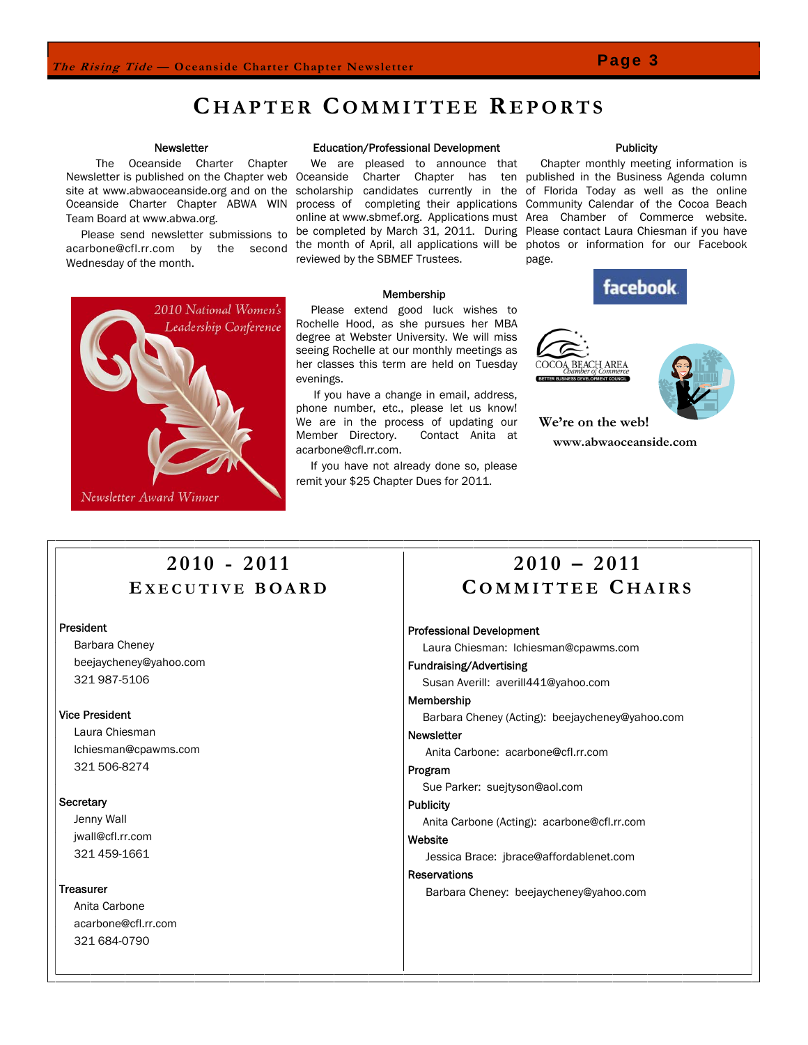# Chapter Committee Reports

### Newsletter

The Oceanside Charter Chapter Newsletter is published on the Chapter web site at www.abwaoceanside.org and on the Oceanside Charter Chapter ABWA WIN Team Board at www.abwa.org.

Please send newsletter submissions to acarbone@cfl.rr.com by the second Wednesday of the month.

### Education/Professional Development

We are pleased to announce that Oceanside Charter Chapter has ten scholarship candidates currently in the process of completing their applications online at www.sbmef.org. Applications must be completed by March 31, 2011. During the month of April, all applications will be reviewed by the SBMEF Trustees.

### Publicity

Chapter monthly meeting information is published in the Business Agenda column of Florida Today as well as the online Community Calendar of the Cocoa Beach Area Chamber of Commerce website. Please contact Laura Chiesman if you have photos or information for our Facebook page.

2010 National Women's Leadership Conference

Newsletter Award Winner

### Membership

Please extend good luck wishes to Rochelle Hood, as she pursues her MBA degree at Webster University. We will miss seeing Rochelle at our monthly meetings as her classes this term are held on Tuesday evenings.

If you have a change in email, address, phone number, etc., please let us know! We are in the process of updating our Member Directory. Contact Anita at acarbone@cfl.rr.com.

If you have not already done so, please remit your $25 Chapter Dues for 2011.

**We're on the web!**

**www.abwaoceanside.com**

## 2010 - 2011 Executive Board

**President**
Barbara Cheney
beejaycheney@yahoo.com
321 987-5106

**Vice President**
Laura Chiesman
lchiesman@cpawms.com
321 506-8274

**Secretary**
Jenny Wall
jwall@cfl.rr.com
321 459-1661

**Treasurer**
Anita Carbone
acarbone@cfl.rr.com
321 684-0790

## 2010 – 2011 Committee Chairs

**Professional Development**
Laura Chiesman: lchiesman@cpawms.com

**Fundraising/Advertising**
Susan Averill: averill441@yahoo.com

**Membership**
Barbara Cheney (Acting): beejaycheney@yahoo.com

**Newsletter**
Anita Carbone: acarbone@cfl.rr.com

**Program**
Sue Parker: suejtyson@aol.com

**Publicity**
Anita Carbone (Acting): acarbone@cfl.rr.com

**Website**
Jessica Brace: jbrace@affordablenet.com

**Reservations**
Barbara Cheney: beejaycheney@yahoo.com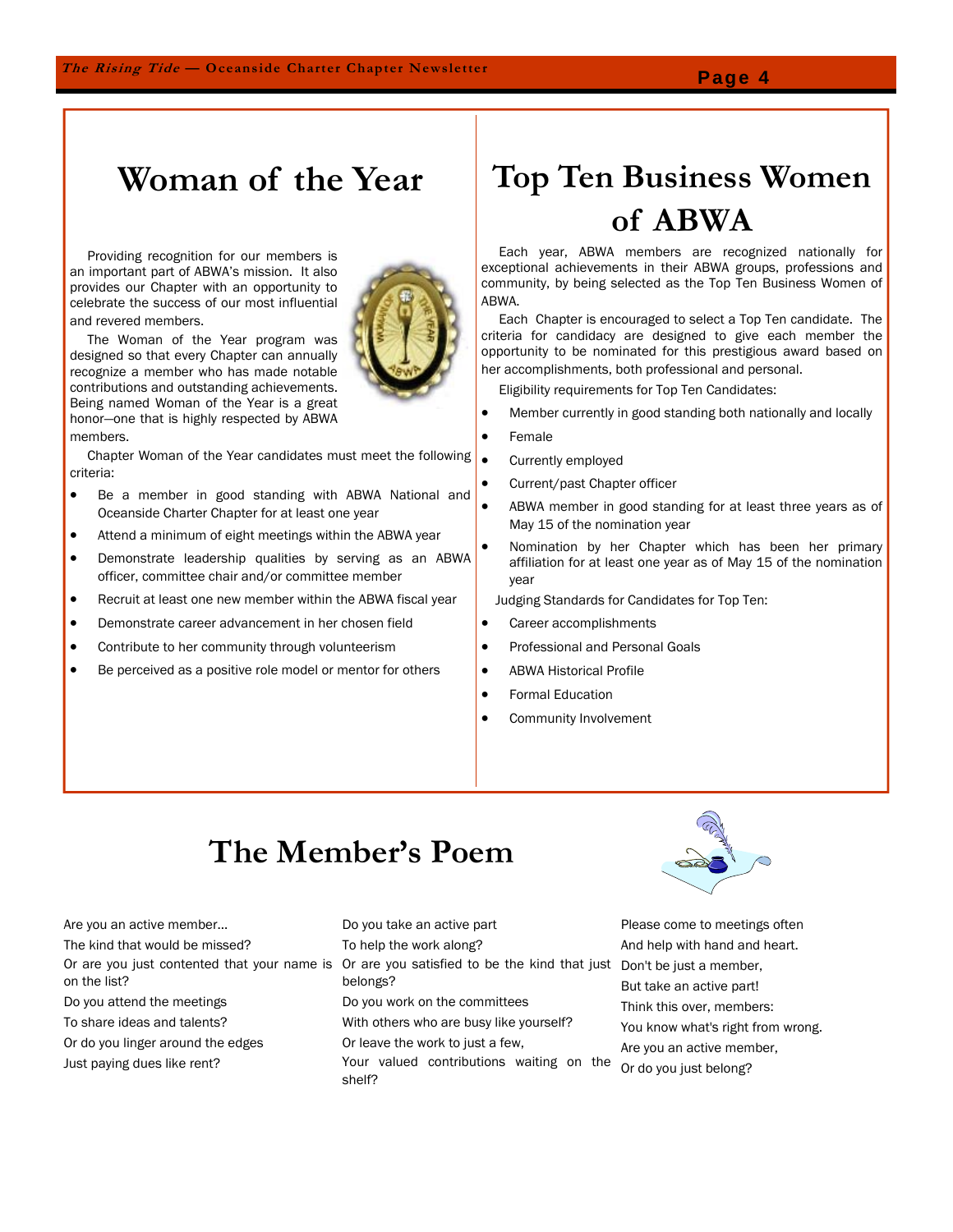# Woman of the Year

Providing recognition for our members is an important part of ABWA's mission. It also provides our Chapter with an opportunity to celebrate the success of our most influential and revered members.

The Woman of the Year program was designed so that every Chapter can annually recognize a member who has made notable contributions and outstanding achievements. Being named Woman of the Year is a great honor—one that is highly respected by ABWA members.

Chapter Woman of the Year candidates must meet the following criteria:

- Be a member in good standing with ABWA National and Oceanside Charter Chapter for at least one year
- Attend a minimum of eight meetings within the ABWA year
- Demonstrate leadership qualities by serving as an ABWA officer, committee chair and/or committee member
- Recruit at least one new member within the ABWA fiscal year
- Demonstrate career advancement in her chosen field
- Contribute to her community through volunteerism
- Be perceived as a positive role model or mentor for others

# Top Ten Business Women of ABWA

Each year, ABWA members are recognized nationally for exceptional achievements in their ABWA groups, professions and community, by being selected as the Top Ten Business Women of ABWA.

Each Chapter is encouraged to select a Top Ten candidate. The criteria for candidacy are designed to give each member the opportunity to be nominated for this prestigious award based on her accomplishments, both professional and personal.

Eligibility requirements for Top Ten Candidates:

- Member currently in good standing both nationally and locally
- Female
- Currently employed
- Current/past Chapter officer
- ABWA member in good standing for at least three years as of May 15 of the nomination year
- Nomination by her Chapter which has been her primary affiliation for at least one year as of May 15 of the nomination year

Judging Standards for Candidates for Top Ten:

- Career accomplishments
- Professional and Personal Goals
- ABWA Historical Profile
- Formal Education
- Community Involvement

# The Member's Poem

Are you an active member...
The kind that would be missed?
Or are you just contented that your name is on the list?
Do you attend the meetings
To share ideas and talents?
Or do you linger around the edges
Just paying dues like rent?

Do you take an active part
To help the work along?
Or are you satisfied to be the kind that just belongs?
Do you work on the committees
With others who are busy like yourself?
Or leave the work to just a few,
Your valued contributions waiting on the shelf?

Please come to meetings often
And help with hand and heart.
Don't be just a member,
But take an active part!
Think this over, members:
You know what's right from wrong.
Are you an active member,
Or do you just belong?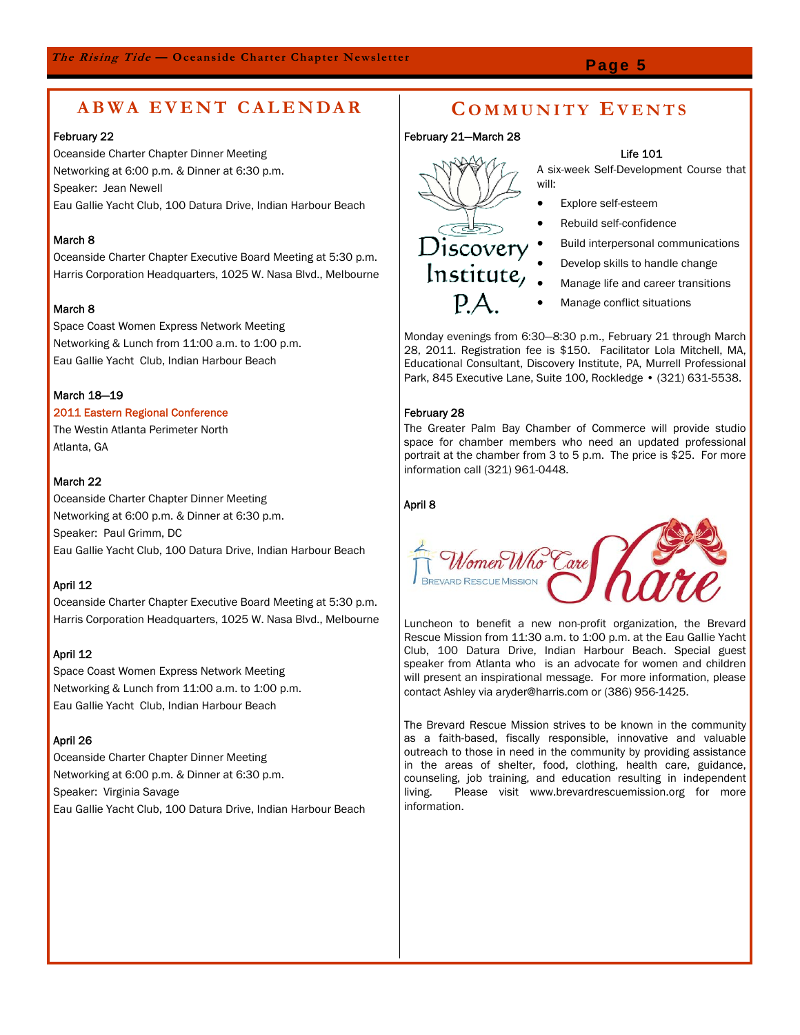## ABWA EVENT CALENDAR

**February 22**
Oceanside Charter Chapter Dinner Meeting
Networking at 6:00 p.m. & Dinner at 6:30 p.m.
Speaker: Jean Newell
Eau Gallie Yacht Club, 100 Datura Drive, Indian Harbour Beach

**March 8**
Oceanside Charter Chapter Executive Board Meeting at 5:30 p.m.
Harris Corporation Headquarters, 1025 W. Nasa Blvd., Melbourne

**March 8**
Space Coast Women Express Network Meeting
Networking & Lunch from 11:00 a.m. to 1:00 p.m.
Eau Gallie Yacht Club, Indian Harbour Beach

**March 18—19**
2011 Eastern Regional Conference
The Westin Atlanta Perimeter North
Atlanta, GA

**March 22**
Oceanside Charter Chapter Dinner Meeting
Networking at 6:00 p.m. & Dinner at 6:30 p.m.
Speaker: Paul Grimm, DC
Eau Gallie Yacht Club, 100 Datura Drive, Indian Harbour Beach

**April 12**
Oceanside Charter Chapter Executive Board Meeting at 5:30 p.m.
Harris Corporation Headquarters, 1025 W. Nasa Blvd., Melbourne

**April 12**
Space Coast Women Express Network Meeting
Networking & Lunch from 11:00 a.m. to 1:00 p.m.
Eau Gallie Yacht Club, Indian Harbour Beach

**April 26**
Oceanside Charter Chapter Dinner Meeting
Networking at 6:00 p.m. & Dinner at 6:30 p.m.
Speaker: Virginia Savage
Eau Gallie Yacht Club, 100 Datura Drive, Indian Harbour Beach

## COMMUNITY EVENTS

**February 21—March 28**

Discovery Institute, P.A.

**Life 101**

A six-week Self-Development Course that will:

- Explore self-esteem
- Rebuild self-confidence
- Build interpersonal communications
- Develop skills to handle change
- Manage life and career transitions
- Manage conflict situations

Monday evenings from 6:30—8:30 p.m., February 21 through March 28, 2011. Registration fee is $150. Facilitator Lola Mitchell, MA, Educational Consultant, Discovery Institute, PA, Murrell Professional Park, 845 Executive Lane, Suite 100, Rockledge • (321) 631-5538.

**February 28**

The Greater Palm Bay Chamber of Commerce will provide studio space for chamber members who need an updated professional portrait at the chamber from 3 to 5 p.m. The price is $25. For more information call (321) 961-0448.

**April 8**

Women Who Care Share — Brevard Rescue Mission

Luncheon to benefit a new non-profit organization, the Brevard Rescue Mission from 11:30 a.m. to 1:00 p.m. at the Eau Gallie Yacht Club, 100 Datura Drive, Indian Harbour Beach. Special guest speaker from Atlanta who is an advocate for women and children will present an inspirational message. For more information, please contact Ashley via aryder@harris.com or (386) 956-1425.

The Brevard Rescue Mission strives to be known in the community as a faith-based, fiscally responsible, innovative and valuable outreach to those in need in the community by providing assistance in the areas of shelter, food, clothing, health care, guidance, counseling, job training, and education resulting in independent living. Please visit www.brevardrescuemission.org for more information.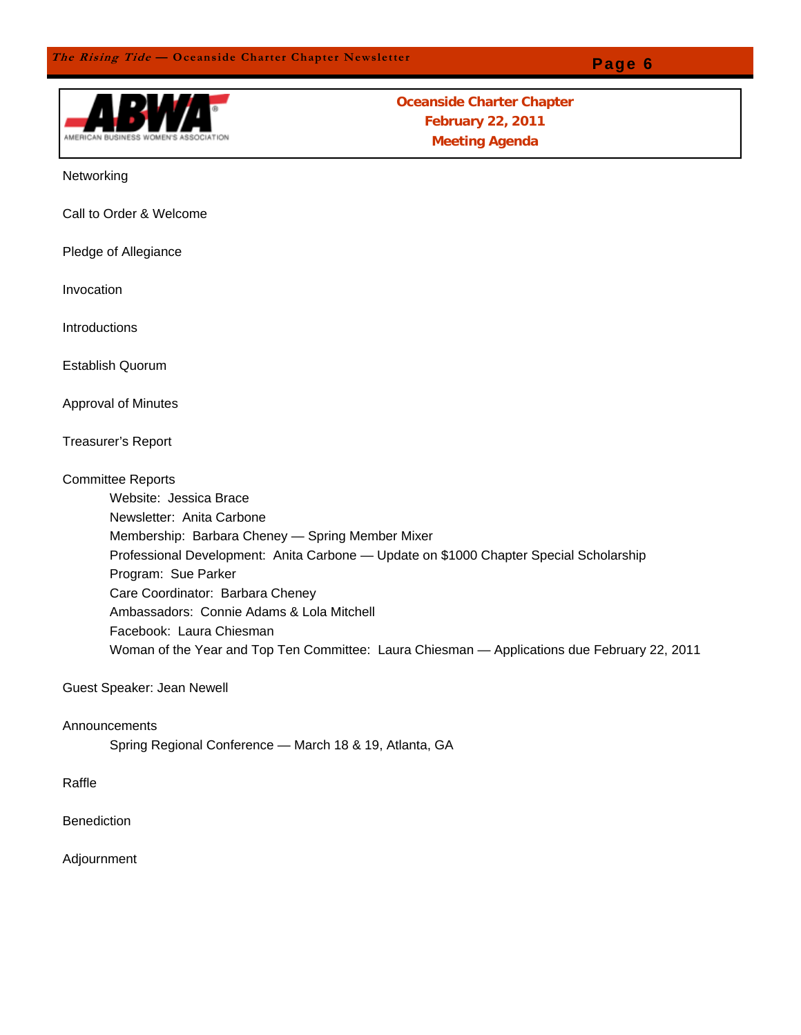## Oceanside Charter Chapter
## February 22, 2011
## Meeting Agenda

Networking

Call to Order & Welcome

Pledge of Allegiance

Invocation

Introductions

Establish Quorum

Approval of Minutes

Treasurer's Report

Committee Reports

- Website: Jessica Brace
- Newsletter: Anita Carbone
- Membership: Barbara Cheney — Spring Member Mixer
- Professional Development: Anita Carbone — Update on $1000 Chapter Special Scholarship
- Program: Sue Parker
- Care Coordinator: Barbara Cheney
- Ambassadors: Connie Adams & Lola Mitchell
- Facebook: Laura Chiesman
- Woman of the Year and Top Ten Committee: Laura Chiesman — Applications due February 22, 2011

Guest Speaker: Jean Newell

Announcements

- Spring Regional Conference — March 18 & 19, Atlanta, GA

Raffle

Benediction

Adjournment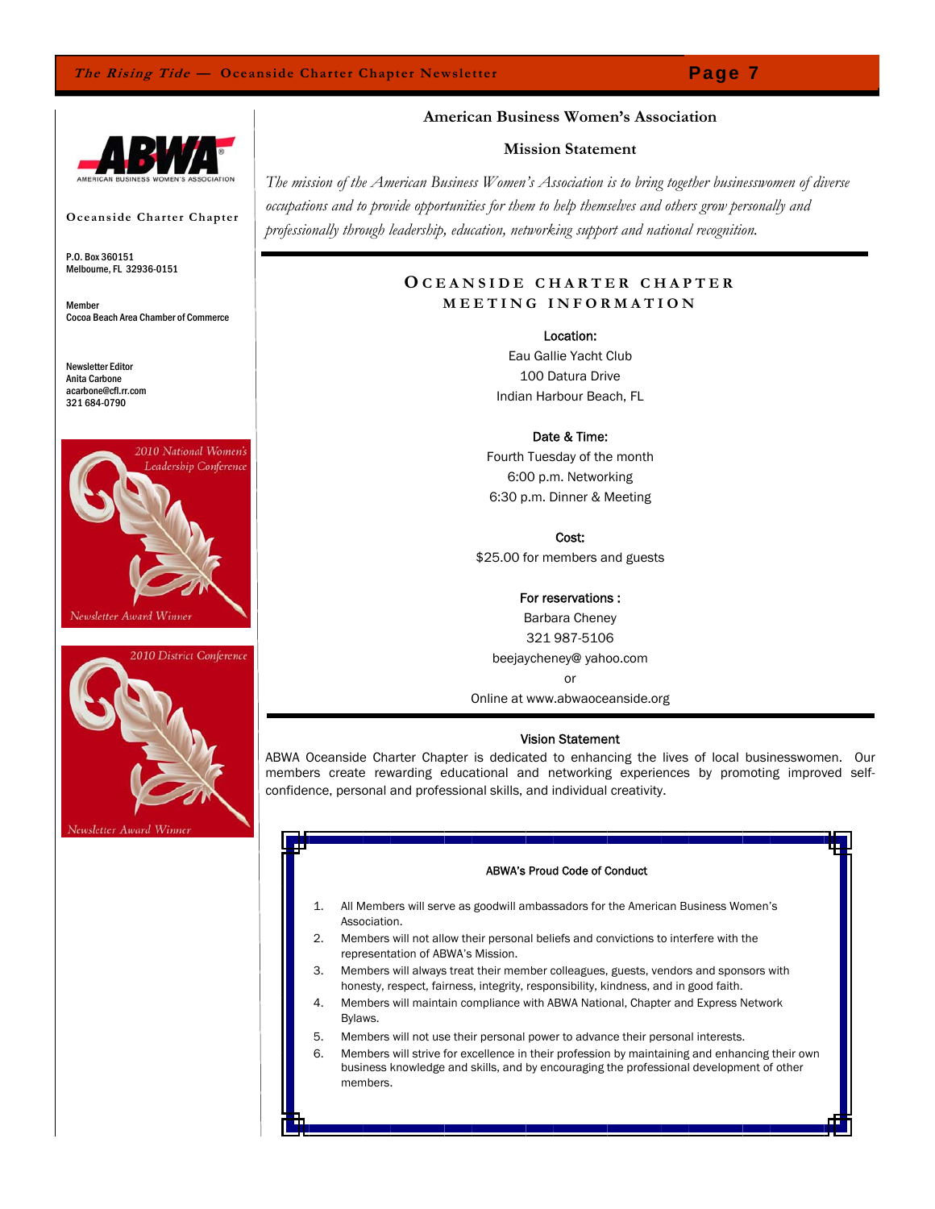Oceanside Charter Chapter

P.O. Box 360151
Melbourne, FL 32936-0151

Member
Cocoa Beach Area Chamber of Commerce

Newsletter Editor
Anita Carbone
acarbone@cfl.rr.com
321 684-0790

2010 National Women's Leadership Conference
Newsletter Award Winner

2010 District Conference
Newsletter Award Winner

## American Business Women's Association

### Mission Statement

*The mission of the American Business Women's Association is to bring together businesswomen of diverse occupations and to provide opportunities for them to help themselves and others grow personally and professionally through leadership, education, networking support and national recognition.*

## OCEANSIDE CHARTER CHAPTER MEETING INFORMATION

**Location:**
Eau Gallie Yacht Club
100 Datura Drive
Indian Harbour Beach, FL

**Date & Time:**
Fourth Tuesday of the month
6:00 p.m. Networking
6:30 p.m. Dinner & Meeting

**Cost:**
$25.00 for members and guests

**For reservations :**
Barbara Cheney
321 987-5106
beejaycheney@ yahoo.com
or
Online at www.abwaoceanside.org

### Vision Statement

ABWA Oceanside Charter Chapter is dedicated to enhancing the lives of local businesswomen. Our members create rewarding educational and networking experiences by promoting improved self-confidence, personal and professional skills, and individual creativity.

### ABWA's Proud Code of Conduct

1. All Members will serve as goodwill ambassadors for the American Business Women's Association.
2. Members will not allow their personal beliefs and convictions to interfere with the representation of ABWA's Mission.
3. Members will always treat their member colleagues, guests, vendors and sponsors with honesty, respect, fairness, integrity, responsibility, kindness, and in good faith.
4. Members will maintain compliance with ABWA National, Chapter and Express Network Bylaws.
5. Members will not use their personal power to advance their personal interests.
6. Members will strive for excellence in their profession by maintaining and enhancing their own business knowledge and skills, and by encouraging the professional development of other members.